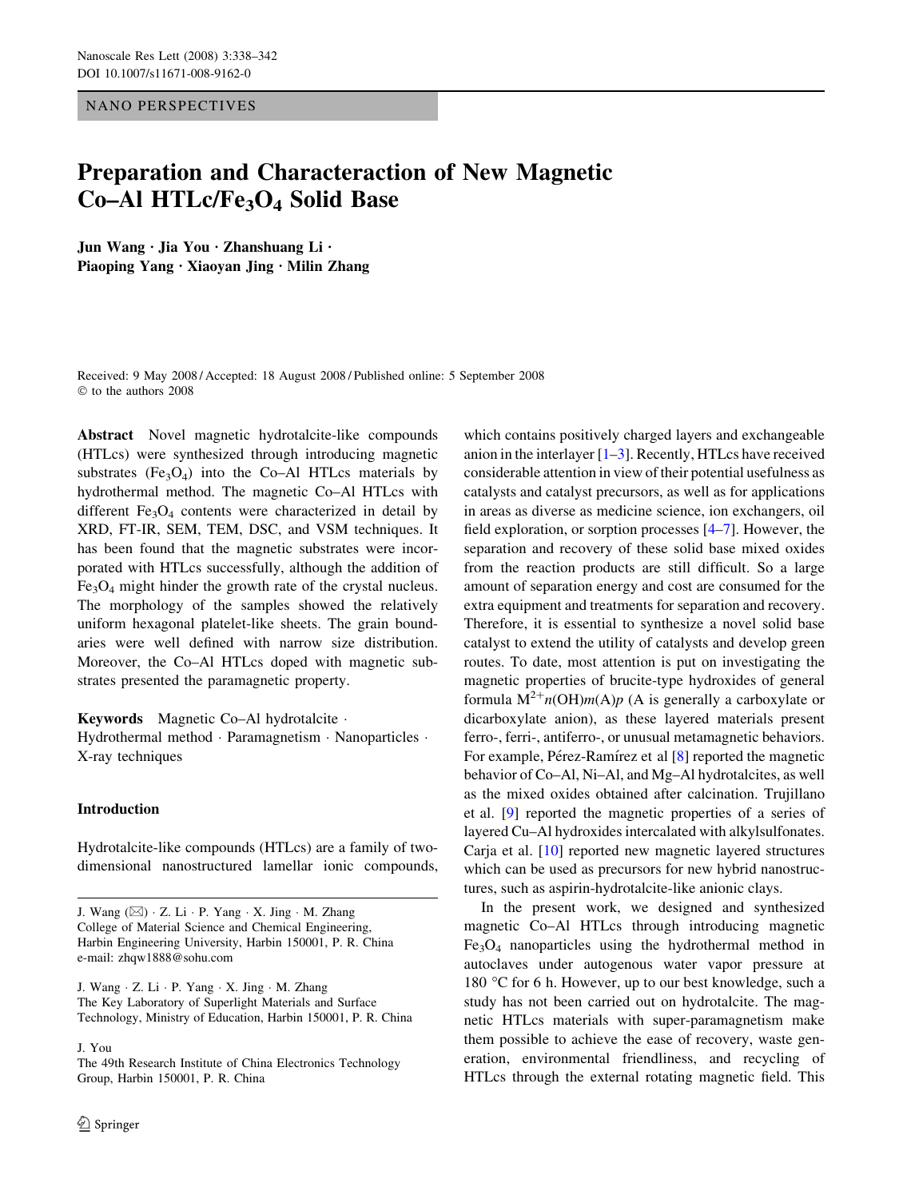NANO PERSPECTIVES

# Preparation and Characteraction of New Magnetic Co–Al HTLc/$Fe_3O_4$ Solid Base

**Jun Wang · Jia You · Zhanshuang Li · Piaoping Yang · Xiaoyan Jing · Milin Zhang**

Received: 9 May 2008 / Accepted: 18 August 2008 / Published online: 5 September 2008
© to the authors 2008

**Abstract** Novel magnetic hydrotalcite-like compounds (HTLcs) were synthesized through introducing magnetic substrates ($Fe_3O_4$) into the Co–Al HTLcs materials by hydrothermal method. The magnetic Co–Al HTLcs with different $Fe_3O_4$ contents were characterized in detail by XRD, FT-IR, SEM, TEM, DSC, and VSM techniques. It has been found that the magnetic substrates were incorporated with HTLcs successfully, although the addition of $Fe_3O_4$ might hinder the growth rate of the crystal nucleus. The morphology of the samples showed the relatively uniform hexagonal platelet-like sheets. The grain boundaries were well defined with narrow size distribution. Moreover, the Co–Al HTLcs doped with magnetic substrates presented the paramagnetic property.

**Keywords** Magnetic Co–Al hydrotalcite · Hydrothermal method · Paramagnetism · Nanoparticles · X-ray techniques

J. Wang (✉) · Z. Li · P. Yang · X. Jing · M. Zhang
College of Material Science and Chemical Engineering, Harbin Engineering University, Harbin 150001, P. R. China
e-mail: zhqw1888@sohu.com

J. Wang · Z. Li · P. Yang · X. Jing · M. Zhang
The Key Laboratory of Superlight Materials and Surface Technology, Ministry of Education, Harbin 150001, P. R. China

J. You
The 49th Research Institute of China Electronics Technology Group, Harbin 150001, P. R. China

## Introduction

Hydrotalcite-like compounds (HTLcs) are a family of two-dimensional nanostructured lamellar ionic compounds, which contains positively charged layers and exchangeable anion in the interlayer [1–3]. Recently, HTLcs have received considerable attention in view of their potential usefulness as catalysts and catalyst precursors, as well as for applications in areas as diverse as medicine science, ion exchangers, oil field exploration, or sorption processes [4–7]. However, the separation and recovery of these solid base mixed oxides from the reaction products are still difficult. So a large amount of separation energy and cost are consumed for the extra equipment and treatments for separation and recovery. Therefore, it is essential to synthesize a novel solid base catalyst to extend the utility of catalysts and develop green routes. To date, most attention is put on investigating the magnetic properties of brucite-type hydroxides of general formula $M^{2+}n(OH)m(A)p$ (A is generally a carboxylate or dicarboxylate anion), as these layered materials present ferro-, ferri-, antiferro-, or unusual metamagnetic behaviors. For example, Pérez-Ramírez et al [8] reported the magnetic behavior of Co–Al, Ni–Al, and Mg–Al hydrotalcites, as well as the mixed oxides obtained after calcination. Trujillano et al. [9] reported the magnetic properties of a series of layered Cu–Al hydroxides intercalated with alkylsulfonates. Carja et al. [10] reported new magnetic layered structures which can be used as precursors for new hybrid nanostructures, such as aspirin-hydrotalcite-like anionic clays.

In the present work, we designed and synthesized magnetic Co–Al HTLcs through introducing magnetic $Fe_3O_4$ nanoparticles using the hydrothermal method in autoclaves under autogenous water vapor pressure at 180 °C for 6 h. However, up to our best knowledge, such a study has not been carried out on hydrotalcite. The magnetic HTLcs materials with super-paramagnetism make them possible to achieve the ease of recovery, waste generation, environmental friendliness, and recycling of HTLcs through the external rotating magnetic field. This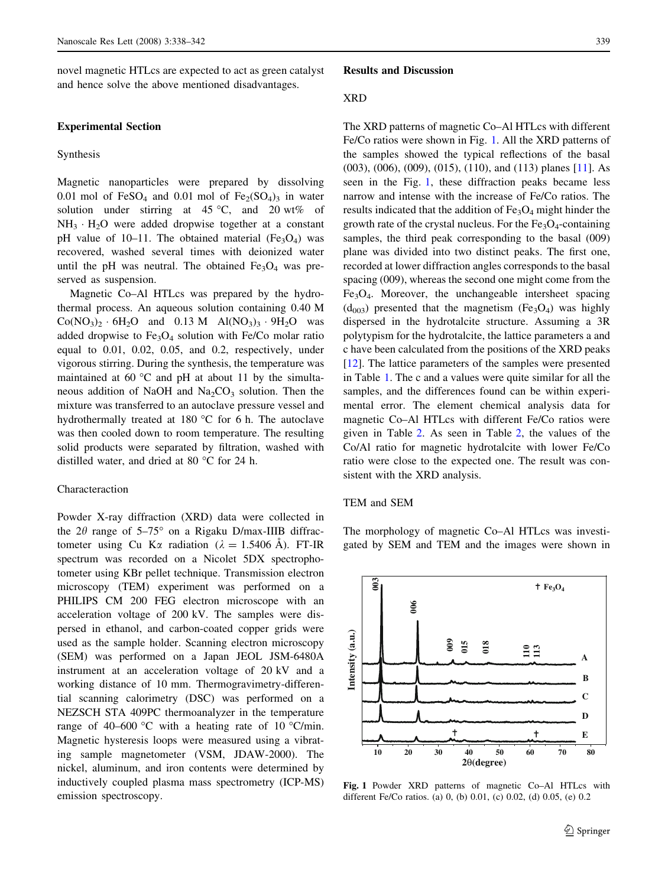novel magnetic HTLcs are expected to act as green catalyst and hence solve the above mentioned disadvantages.

## Experimental Section

### Synthesis

Magnetic nanoparticles were prepared by dissolving 0.01 mol of $FeSO_4$ and 0.01 mol of $Fe_2(SO_4)_3$ in water solution under stirring at 45 °C, and 20 wt% of $NH_3 \cdot H_2O$ were added dropwise together at a constant pH value of 10–11. The obtained material ($Fe_3O_4$) was recovered, washed several times with deionized water until the pH was neutral. The obtained $Fe_3O_4$ was preserved as suspension.

Magnetic Co–Al HTLcs was prepared by the hydrothermal process. An aqueous solution containing 0.40 M $Co(NO_3)_2 \cdot 6H_2O$ and 0.13 M $Al(NO_3)_3 \cdot 9H_2O$ was added dropwise to $Fe_3O_4$ solution with Fe/Co molar ratio equal to 0.01, 0.02, 0.05, and 0.2, respectively, under vigorous stirring. During the synthesis, the temperature was maintained at 60 °C and pH at about 11 by the simultaneous addition of NaOH and $Na_2CO_3$ solution. Then the mixture was transferred to an autoclave pressure vessel and hydrothermally treated at 180 °C for 6 h. The autoclave was then cooled down to room temperature. The resulting solid products were separated by filtration, washed with distilled water, and dried at 80 °C for 24 h.

### Characteraction

Powder X-ray diffraction (XRD) data were collected in the 2$\theta$ range of 5–75° on a Rigaku D/max-IIIB diffractometer using Cu K$\alpha$ radiation ($\lambda$ = 1.5406 Å). FT-IR spectrum was recorded on a Nicolet 5DX spectrophotometer using KBr pellet technique. Transmission electron microscopy (TEM) experiment was performed on a PHILIPS CM 200 FEG electron microscope with an acceleration voltage of 200 kV. The samples were dispersed in ethanol, and carbon-coated copper grids were used as the sample holder. Scanning electron microscopy (SEM) was performed on a Japan JEOL JSM-6480A instrument at an acceleration voltage of 20 kV and a working distance of 10 mm. Thermogravimetry-differential scanning calorimetry (DSC) was performed on a NEZSCH STA 409PC thermoanalyzer in the temperature range of 40–600 °C with a heating rate of 10 °C/min. Magnetic hysteresis loops were measured using a vibrating sample magnetometer (VSM, JDAW-2000). The nickel, aluminum, and iron contents were determined by inductively coupled plasma mass spectrometry (ICP-MS) emission spectroscopy.

## Results and Discussion

### XRD

The XRD patterns of magnetic Co–Al HTLcs with different Fe/Co ratios were shown in Fig. 1. All the XRD patterns of the samples showed the typical reflections of the basal (003), (006), (009), (015), (110), and (113) planes [11]. As seen in the Fig. 1, these diffraction peaks became less narrow and intense with the increase of Fe/Co ratios. The results indicated that the addition of $Fe_3O_4$ might hinder the growth rate of the crystal nucleus. For the $Fe_3O_4$-containing samples, the third peak corresponding to the basal (009) plane was divided into two distinct peaks. The first one, recorded at lower diffraction angles corresponds to the basal spacing (009), whereas the second one might come from the $Fe_3O_4$. Moreover, the unchangeable intersheet spacing ($d_{003}$) presented that the magnetism ($Fe_3O_4$) was highly dispersed in the hydrotalcite structure. Assuming a 3R polytypism for the hydrotalcite, the lattice parameters a and c have been calculated from the positions of the XRD peaks [12]. The lattice parameters of the samples were presented in Table 1. The c and a values were quite similar for all the samples, and the differences found can be within experimental error. The element chemical analysis data for magnetic Co–Al HTLcs with different Fe/Co ratios were given in Table 2. As seen in Table 2, the values of the Co/Al ratio for magnetic hydrotalcite with lower Fe/Co ratio were close to the expected one. The result was consistent with the XRD analysis.

### TEM and SEM

The morphology of magnetic Co–Al HTLcs was investigated by SEM and TEM and the images were shown in

**Fig. 1** Powder XRD patterns of magnetic Co–Al HTLcs with different Fe/Co ratios. (a) 0, (b) 0.01, (c) 0.02, (d) 0.05, (e) 0.2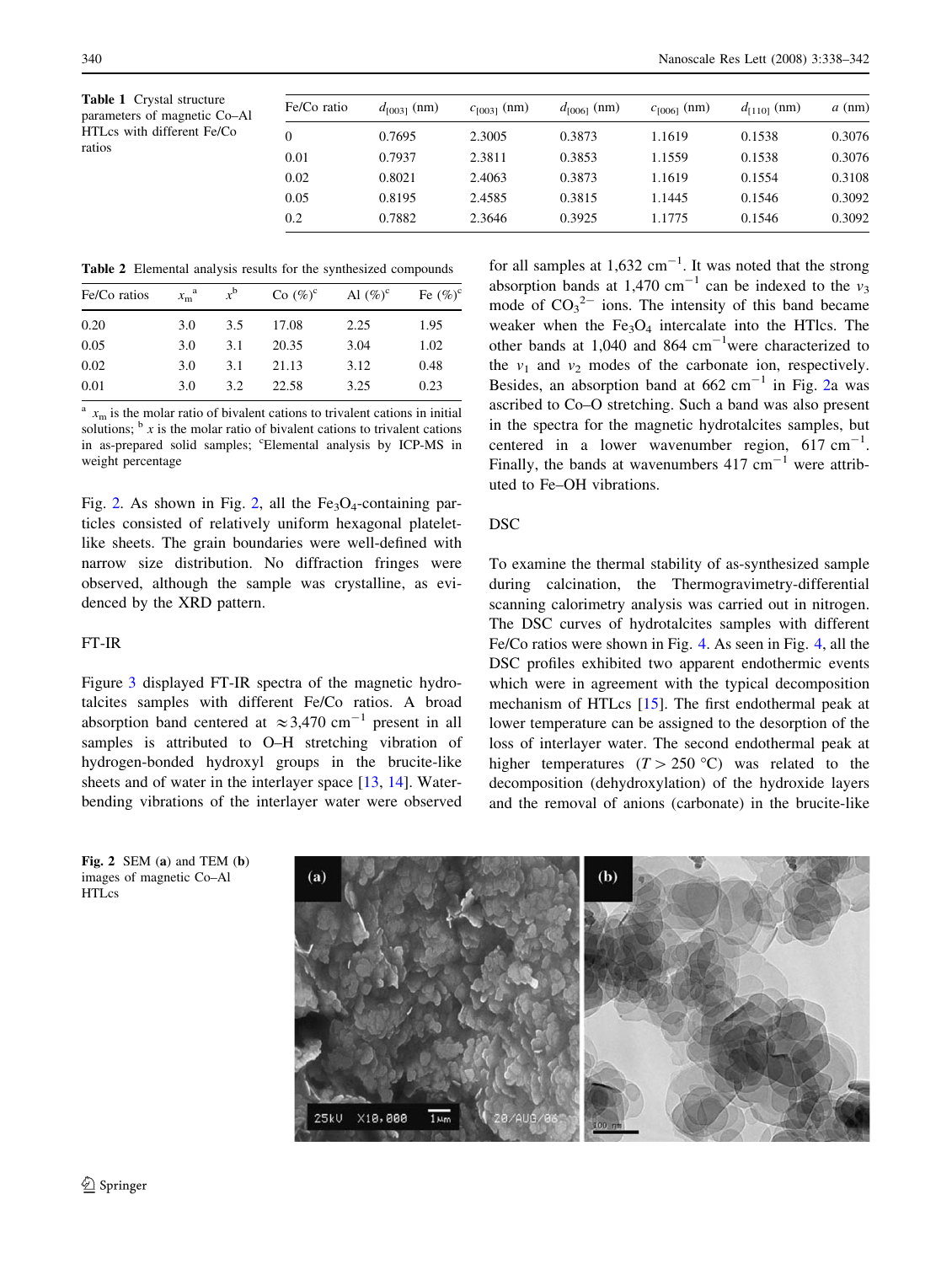**Table 1** Crystal structure parameters of magnetic Co–Al HTLcs with different Fe/Co ratios

| Fe/Co ratio | $d_{[003]}$ (nm) | $c_{[003]}$ (nm) | $d_{[006]}$ (nm) | $c_{[006]}$ (nm) | $d_{[110]}$ (nm) | $a$ (nm) |
|---|---|---|---|---|---|---|
| 0 | 0.7695 | 2.3005 | 0.3873 | 1.1619 | 0.1538 | 0.3076 |
| 0.01 | 0.7937 | 2.3811 | 0.3853 | 1.1559 | 0.1538 | 0.3076 |
| 0.02 | 0.8021 | 2.4063 | 0.3873 | 1.1619 | 0.1554 | 0.3108 |
| 0.05 | 0.8195 | 2.4585 | 0.3815 | 1.1445 | 0.1546 | 0.3092 |
| 0.2 | 0.7882 | 2.3646 | 0.3925 | 1.1775 | 0.1546 | 0.3092 |

**Table 2** Elemental analysis results for the synthesized compounds

| Fe/Co ratios | $x_m$ [a] | $x$ [b] | Co (%) [c] | Al (%) [c] | Fe (%) [c] |
|---|---|---|---|---|---|
| 0.20 | 3.0 | 3.5 | 17.08 | 2.25 | 1.95 |
| 0.05 | 3.0 | 3.1 | 20.35 | 3.04 | 1.02 |
| 0.02 | 3.0 | 3.1 | 21.13 | 3.12 | 0.48 |
| 0.01 | 3.0 | 3.2 | 22.58 | 3.25 | 0.23 |

[a] $x_m$ is the molar ratio of bivalent cations to trivalent cations in initial solutions; [b] $x$ is the molar ratio of bivalent cations to trivalent cations in as-prepared solid samples; [c] Elemental analysis by ICP-MS in weight percentage

Fig. 2. As shown in Fig. 2, all the $Fe_3O_4$-containing particles consisted of relatively uniform hexagonal plateletlike sheets. The grain boundaries were well-defined with narrow size distribution. No diffraction fringes were observed, although the sample was crystalline, as evidenced by the XRD pattern.

## FT-IR

Figure 3 displayed FT-IR spectra of the magnetic hydrotalcites samples with different Fe/Co ratios. A broad absorption band centered at $\approx$3,470 cm$^{-1}$ present in all samples is attributed to O–H stretching vibration of hydrogen-bonded hydroxyl groups in the brucite-like sheets and of water in the interlayer space [13, 14]. Water-bending vibrations of the interlayer water were observed for all samples at 1,632 cm$^{-1}$. It was noted that the strong absorption bands at 1,470 cm$^{-1}$ can be indexed to the $v_3$ mode of $CO_3^{2-}$ ions. The intensity of this band became weaker when the $Fe_3O_4$ intercalate into the HTlcs. The other bands at 1,040 and 864 cm$^{-1}$were characterized to the $v_1$ and $v_2$ modes of the carbonate ion, respectively. Besides, an absorption band at 662 cm$^{-1}$ in Fig. 2a was ascribed to Co–O stretching. Such a band was also present in the spectra for the magnetic hydrotalcites samples, but centered in a lower wavenumber region, 617 cm$^{-1}$. Finally, the bands at wavenumbers 417 cm$^{-1}$ were attributed to Fe–OH vibrations.

## DSC

To examine the thermal stability of as-synthesized sample during calcination, the Thermogravimetry-differential scanning calorimetry analysis was carried out in nitrogen. The DSC curves of hydrotalcites samples with different Fe/Co ratios were shown in Fig. 4. As seen in Fig. 4, all the DSC profiles exhibited two apparent endothermic events which were in agreement with the typical decomposition mechanism of HTLcs [15]. The first endothermal peak at lower temperature can be assigned to the desorption of the loss of interlayer water. The second endothermal peak at higher temperatures ($T > 250$ °C) was related to the decomposition (dehydroxylation) of the hydroxide layers and the removal of anions (carbonate) in the brucite-like

**Fig. 2** SEM (**a**) and TEM (**b**) images of magnetic Co–Al HTLcs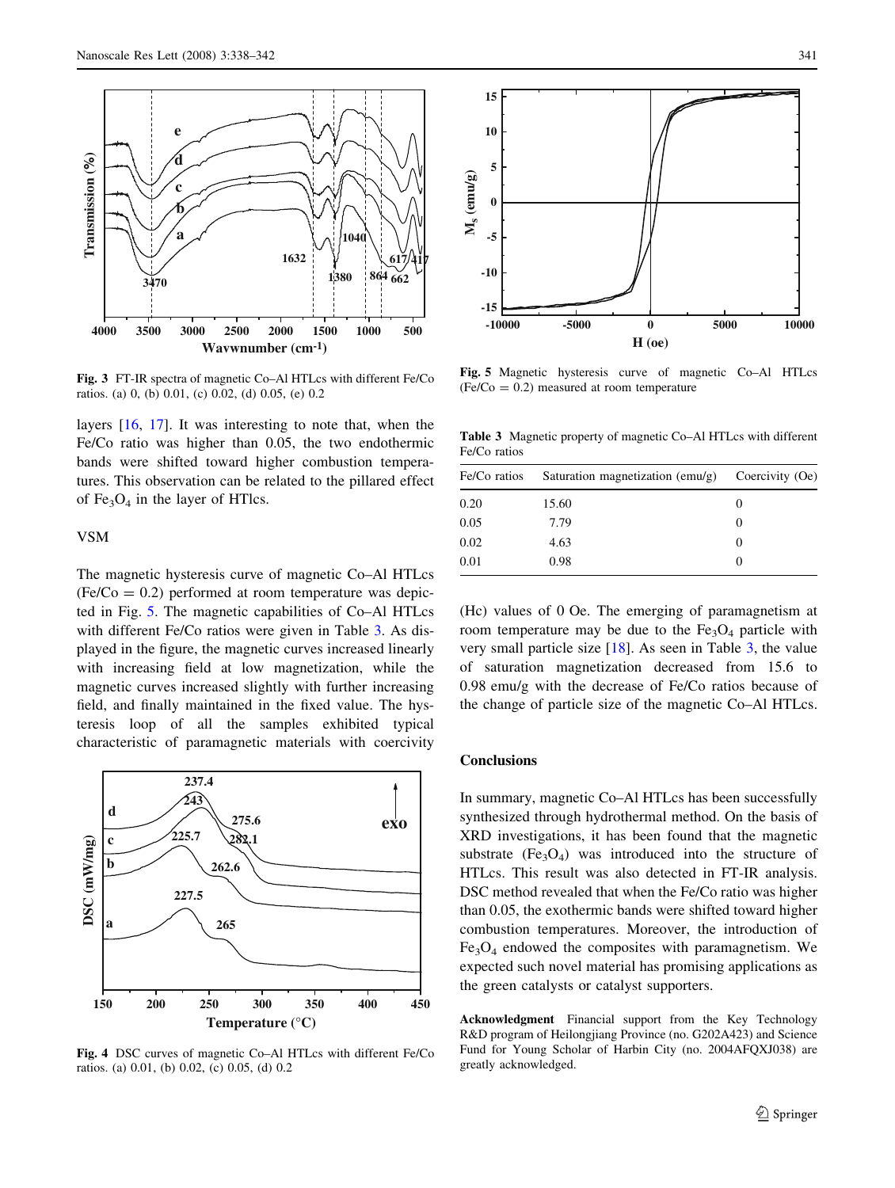Fig. 3 FT-IR spectra of magnetic Co–Al HTLcs with different Fe/Co ratios. (a) 0, (b) 0.01, (c) 0.02, (d) 0.05, (e) 0.2

layers [16, 17]. It was interesting to note that, when the Fe/Co ratio was higher than 0.05, the two endothermic bands were shifted toward higher combustion temperatures. This observation can be related to the pillared effect of $Fe_3O_4$ in the layer of HTlcs.

## VSM

The magnetic hysteresis curve of magnetic Co–Al HTLcs (Fe/Co = 0.2) performed at room temperature was depicted in Fig. 5. The magnetic capabilities of Co–Al HTLcs with different Fe/Co ratios were given in Table 3. As displayed in the figure, the magnetic curves increased linearly with increasing field at low magnetization, while the magnetic curves increased slightly with further increasing field, and finally maintained in the fixed value. The hysteresis loop of all the samples exhibited typical characteristic of paramagnetic materials with coercivity (Hc) values of 0 Oe. The emerging of paramagnetism at room temperature may be due to the $Fe_3O_4$ particle with very small particle size [18]. As seen in Table 3, the value of saturation magnetization decreased from 15.6 to 0.98 emu/g with the decrease of Fe/Co ratios because of the change of particle size of the magnetic Co–Al HTLcs.

Fig. 4 DSC curves of magnetic Co–Al HTLcs with different Fe/Co ratios. (a) 0.01, (b) 0.02, (c) 0.05, (d) 0.2

Fig. 5 Magnetic hysteresis curve of magnetic Co–Al HTLcs (Fe/Co = 0.2) measured at room temperature

Table 3 Magnetic property of magnetic Co–Al HTLcs with different Fe/Co ratios

| Fe/Co ratios | Saturation magnetization (emu/g) | Coercivity (Oe) |
|---|---|---|
| 0.20 | 15.60 | 0 |
| 0.05 | 7.79 | 0 |
| 0.02 | 4.63 | 0 |
| 0.01 | 0.98 | 0 |

## Conclusions

In summary, magnetic Co–Al HTLcs has been successfully synthesized through hydrothermal method. On the basis of XRD investigations, it has been found that the magnetic substrate ($Fe_3O_4$) was introduced into the structure of HTLcs. This result was also detected in FT-IR analysis. DSC method revealed that when the Fe/Co ratio was higher than 0.05, the exothermic bands were shifted toward higher combustion temperatures. Moreover, the introduction of $Fe_3O_4$ endowed the composites with paramagnetism. We expected such novel material has promising applications as the green catalysts or catalyst supporters.

**Acknowledgment** Financial support from the Key Technology R&D program of Heilongjiang Province (no. G202A423) and Science Fund for Young Scholar of Harbin City (no. 2004AFQXJ038) are greatly acknowledged.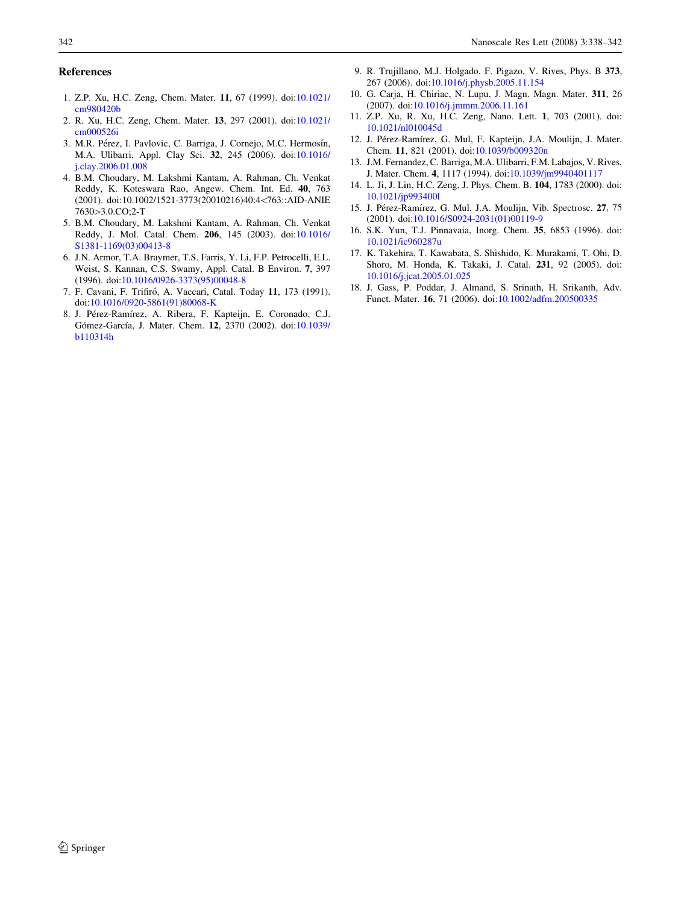## References

1. Z.P. Xu, H.C. Zeng, Chem. Mater. **11**, 67 (1999). doi:10.1021/cm980420b
2. R. Xu, H.C. Zeng, Chem. Mater. **13**, 297 (2001). doi:10.1021/cm000526i
3. M.R. Pérez, I. Pavlovic, C. Barriga, J. Cornejo, M.C. Hermosín, M.A. Ulibarri, Appl. Clay Sci. **32**, 245 (2006). doi:10.1016/j.clay.2006.01.008
4. B.M. Choudary, M. Lakshmi Kantam, A. Rahman, Ch. Venkat Reddy, K. Koteswara Rao, Angew. Chem. Int. Ed. **40**, 763 (2001). doi:10.1002/1521-3773(20010216)40:4<763::AID-ANIE7630>3.0.CO;2-T
5. B.M. Choudary, M. Lakshmi Kantam, A. Rahman, Ch. Venkat Reddy, J. Mol. Catal. Chem. **206**, 145 (2003). doi:10.1016/S1381-1169(03)00413-8
6. J.N. Armor, T.A. Braymer, T.S. Farris, Y. Li, F.P. Petrocelli, E.L. Weist, S. Kannan, C.S. Swamy, Appl. Catal. B Environ. **7**, 397 (1996). doi:10.1016/0926-3373(95)00048-8
7. F. Cavani, F. Trifiró, A. Vaccari, Catal. Today **11**, 173 (1991). doi:10.1016/0920-5861(91)80068-K
8. J. Pérez-Ramírez, A. Ribera, F. Kapteijn, E. Coronado, C.J. Gómez-García, J. Mater. Chem. **12**, 2370 (2002). doi:10.1039/b110314h
9. R. Trujillano, M.J. Holgado, F. Pigazo, V. Rives, Phys. B **373**, 267 (2006). doi:10.1016/j.physb.2005.11.154
10. G. Carja, H. Chiriac, N. Lupu, J. Magn. Magn. Mater. **311**, 26 (2007). doi:10.1016/j.jmmm.2006.11.161
11. Z.P. Xu, R. Xu, H.C. Zeng, Nano. Lett. **1**, 703 (2001). doi:10.1021/nl010045d
12. J. Pérez-Ramírez, G. Mul, F. Kapteijn, J.A. Moulijn, J. Mater. Chem. **11**, 821 (2001). doi:10.1039/b009320n
13. J.M. Fernandez, C. Barriga, M.A. Ulibarri, F.M. Labajos, V. Rives, J. Mater. Chem. **4**, 1117 (1994). doi:10.1039/jm9940401117
14. L. Ji, J. Lin, H.C. Zeng, J. Phys. Chem. B. **104**, 1783 (2000). doi:10.1021/jp993400l
15. J. Pérez-Ramírez, G. Mul, J.A. Moulijn, Vib. Spectrosc. **27**, 75 (2001). doi:10.1016/S0924-2031(01)00119-9
16. S.K. Yun, T.J. Pinnavaia, Inorg. Chem. **35**, 6853 (1996). doi:10.1021/ic960287u
17. K. Takehira, T. Kawabata, S. Shishido, K. Murakami, T. Ohi, D. Shoro, M. Honda, K. Takaki, J. Catal. **231**, 92 (2005). doi:10.1016/j.jcat.2005.01.025
18. J. Gass, P. Poddar, J. Almand, S. Srinath, H. Srikanth, Adv. Funct. Mater. **16**, 71 (2006). doi:10.1002/adfm.200500335